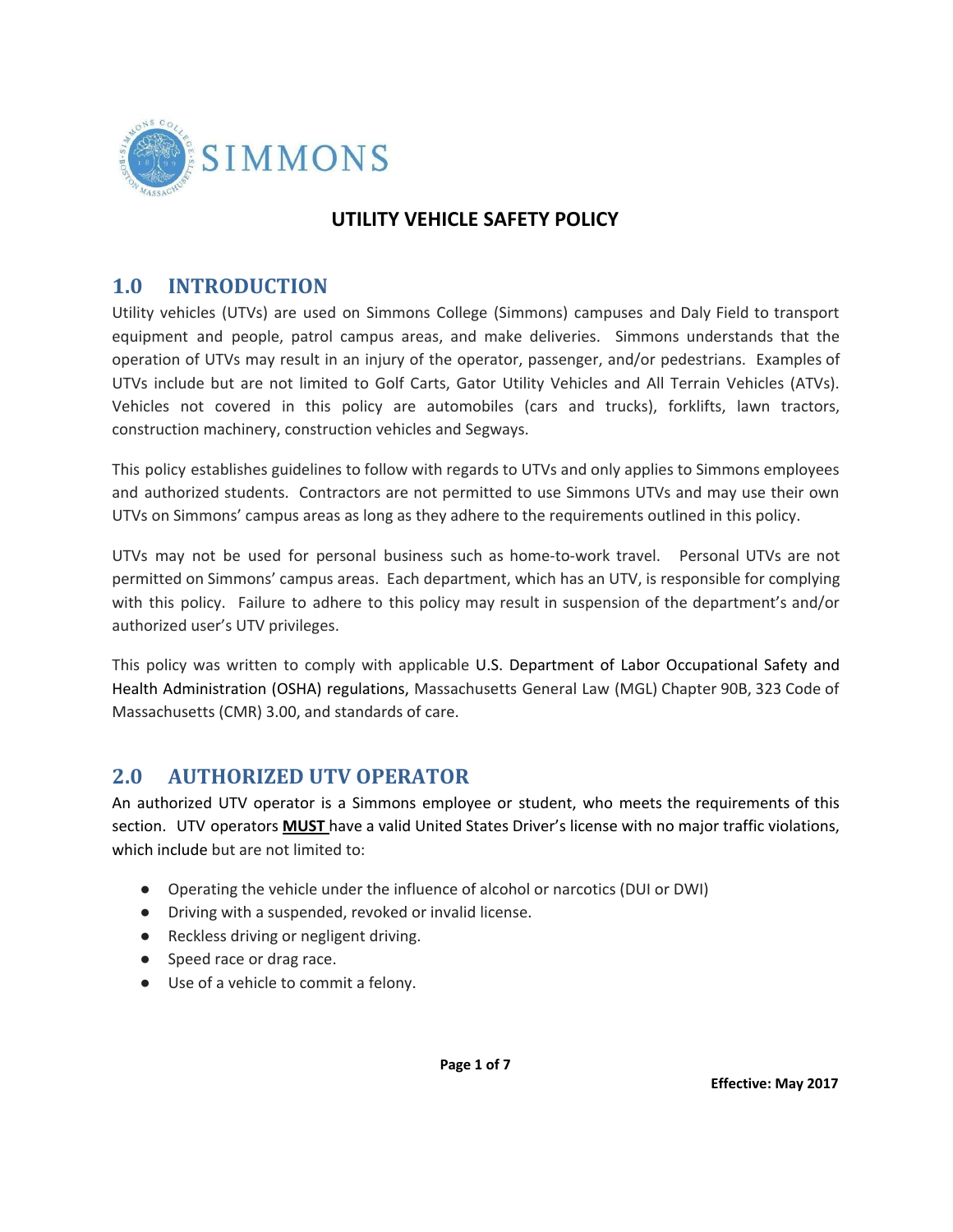# UTILITY VEHICLE SAFETY POLICY

## 1.0 INTRODUCTION

Utility vehicles (UTVs) are used on Simmons College (Simmons) campuses and Daly Field to transport equipment and people, patrol campus areas, and make deliveries. Simmons understands that the operation of UTVs may result in an injury of the operator, passenger, and/or pedestrians. Examples of UTVs include but are not limited to Golf Carts, Gator Utility Vehicles and All Terrain Vehicles (ATVs). Vehicles not covered in this policy are automobiles (cars and trucks), forklifts, lawn tractors, construction machinery, construction vehicles and Segways.

This policy establishes guidelines to follow with regards to UTVs and only applies to Simmons employees and authorized students. Contractors are not permitted to use Simmons UTVs and may use their own UTVs on Simmons' campus areas as long as they adhere to the requirements outlined in this policy.

UTVs may not be used for personal business such as home-to-work travel. Personal UTVs are not permitted on Simmons' campus areas. Each department, which has an UTV, is responsible for complying with this policy. Failure to adhere to this policy may result in suspension of the department's and/or authorized user's UTV privileges.

This policy was written to comply with applicable U.S. Department of Labor Occupational Safety and Health Administration (OSHA) regulations, Massachusetts General Law (MGL) Chapter 90B, 323 Code of Massachusetts (CMR) 3.00, and standards of care.

## 2.0 AUTHORIZED UTV OPERATOR

An authorized UTV operator is a Simmons employee or student, who meets the requirements of this section. UTV operators **MUST** have a valid United States Driver's license with no major traffic violations, which include but are not limited to:

- Operating the vehicle under the influence of alcohol or narcotics (DUI or DWI)
- Driving with a suspended, revoked or invalid license.
- Reckless driving or negligent driving.
- Speed race or drag race.
- Use of a vehicle to commit a felony.

**Effective: May 2017**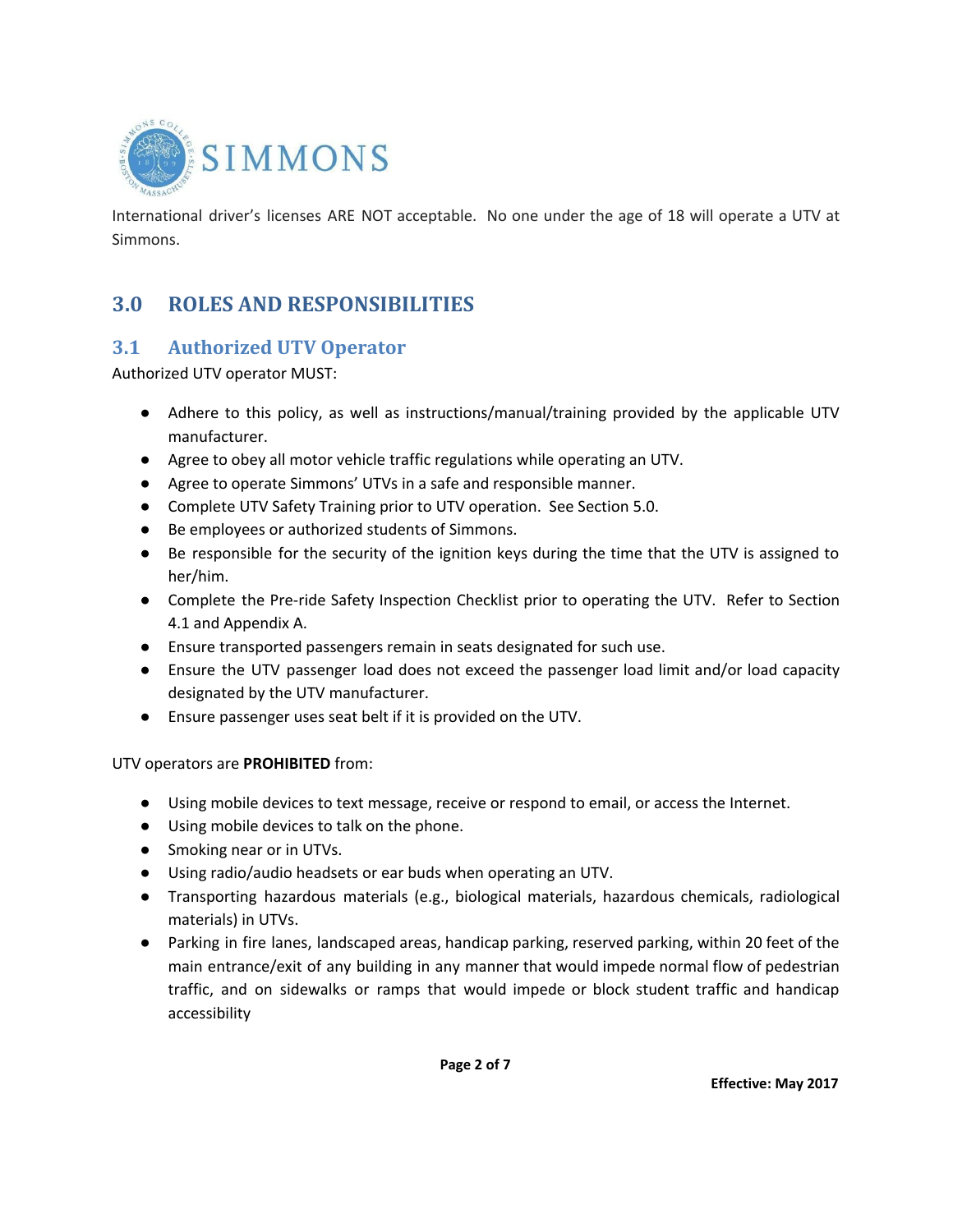International driver's licenses ARE NOT acceptable. No one under the age of 18 will operate a UTV at Simmons.

## 3.0 ROLES AND RESPONSIBILITIES

### 3.1 Authorized UTV Operator

Authorized UTV operator MUST:

- Adhere to this policy, as well as instructions/manual/training provided by the applicable UTV manufacturer.
- Agree to obey all motor vehicle traffic regulations while operating an UTV.
- Agree to operate Simmons' UTVs in a safe and responsible manner.
- Complete UTV Safety Training prior to UTV operation. See Section 5.0.
- Be employees or authorized students of Simmons.
- Be responsible for the security of the ignition keys during the time that the UTV is assigned to her/him.
- Complete the Pre-ride Safety Inspection Checklist prior to operating the UTV. Refer to Section 4.1 and Appendix A.
- Ensure transported passengers remain in seats designated for such use.
- Ensure the UTV passenger load does not exceed the passenger load limit and/or load capacity designated by the UTV manufacturer.
- Ensure passenger uses seat belt if it is provided on the UTV.

UTV operators are **PROHIBITED** from:

- Using mobile devices to text message, receive or respond to email, or access the Internet.
- Using mobile devices to talk on the phone.
- Smoking near or in UTVs.
- Using radio/audio headsets or ear buds when operating an UTV.
- Transporting hazardous materials (e.g., biological materials, hazardous chemicals, radiological materials) in UTVs.
- Parking in fire lanes, landscaped areas, handicap parking, reserved parking, within 20 feet of the main entrance/exit of any building in any manner that would impede normal flow of pedestrian traffic, and on sidewalks or ramps that would impede or block student traffic and handicap accessibility

Effective: May 2017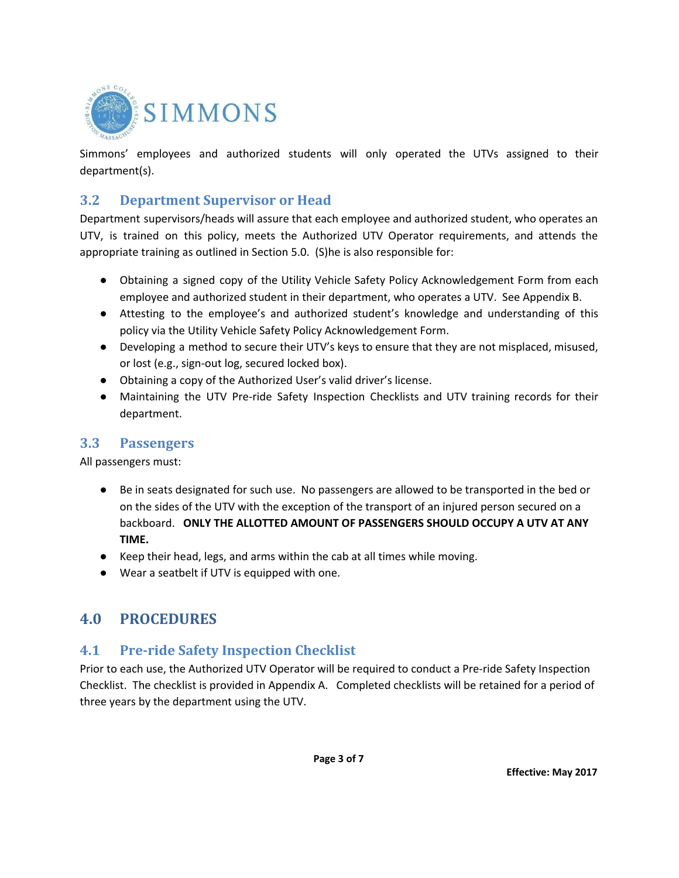Simmons' employees and authorized students will only operated the UTVs assigned to their department(s).

### 3.2 Department Supervisor or Head

Department supervisors/heads will assure that each employee and authorized student, who operates an UTV, is trained on this policy, meets the Authorized UTV Operator requirements, and attends the appropriate training as outlined in Section 5.0. (S)he is also responsible for:

- Obtaining a signed copy of the Utility Vehicle Safety Policy Acknowledgement Form from each employee and authorized student in their department, who operates a UTV. See Appendix B.
- Attesting to the employee's and authorized student's knowledge and understanding of this policy via the Utility Vehicle Safety Policy Acknowledgement Form.
- Developing a method to secure their UTV's keys to ensure that they are not misplaced, misused, or lost (e.g., sign-out log, secured locked box).
- Obtaining a copy of the Authorized User's valid driver's license.
- Maintaining the UTV Pre-ride Safety Inspection Checklists and UTV training records for their department.

### 3.3 Passengers

All passengers must:

- Be in seats designated for such use. No passengers are allowed to be transported in the bed or on the sides of the UTV with the exception of the transport of an injured person secured on a backboard. **ONLY THE ALLOTTED AMOUNT OF PASSENGERS SHOULD OCCUPY A UTV AT ANY TIME.**
- Keep their head, legs, and arms within the cab at all times while moving.
- Wear a seatbelt if UTV is equipped with one.

## 4.0 PROCEDURES

### 4.1 Pre-ride Safety Inspection Checklist

Prior to each use, the Authorized UTV Operator will be required to conduct a Pre-ride Safety Inspection Checklist. The checklist is provided in Appendix A. Completed checklists will be retained for a period of three years by the department using the UTV.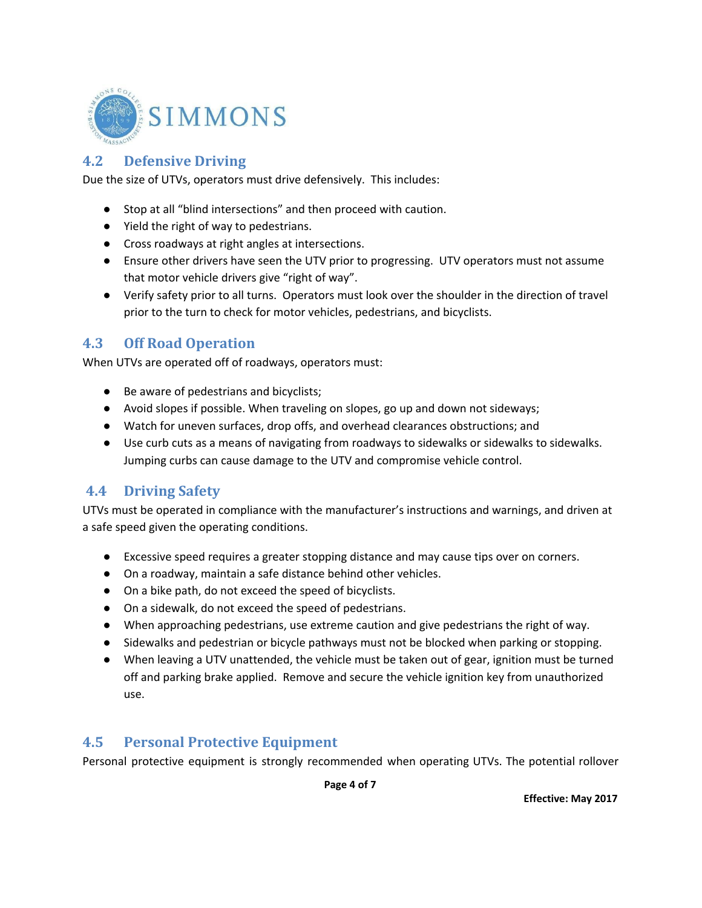## 4.2 Defensive Driving

Due the size of UTVs, operators must drive defensively. This includes:

- Stop at all "blind intersections" and then proceed with caution.
- Yield the right of way to pedestrians.
- Cross roadways at right angles at intersections.
- Ensure other drivers have seen the UTV prior to progressing. UTV operators must not assume that motor vehicle drivers give "right of way".
- Verify safety prior to all turns. Operators must look over the shoulder in the direction of travel prior to the turn to check for motor vehicles, pedestrians, and bicyclists.

## 4.3 Off Road Operation

When UTVs are operated off of roadways, operators must:

- Be aware of pedestrians and bicyclists;
- Avoid slopes if possible. When traveling on slopes, go up and down not sideways;
- Watch for uneven surfaces, drop offs, and overhead clearances obstructions; and
- Use curb cuts as a means of navigating from roadways to sidewalks or sidewalks to sidewalks. Jumping curbs can cause damage to the UTV and compromise vehicle control.

## 4.4 Driving Safety

UTVs must be operated in compliance with the manufacturer's instructions and warnings, and driven at a safe speed given the operating conditions.

- Excessive speed requires a greater stopping distance and may cause tips over on corners.
- On a roadway, maintain a safe distance behind other vehicles.
- On a bike path, do not exceed the speed of bicyclists.
- On a sidewalk, do not exceed the speed of pedestrians.
- When approaching pedestrians, use extreme caution and give pedestrians the right of way.
- Sidewalks and pedestrian or bicycle pathways must not be blocked when parking or stopping.
- When leaving a UTV unattended, the vehicle must be taken out of gear, ignition must be turned off and parking brake applied. Remove and secure the vehicle ignition key from unauthorized use.

## 4.5 Personal Protective Equipment

Personal protective equipment is strongly recommended when operating UTVs. The potential rollover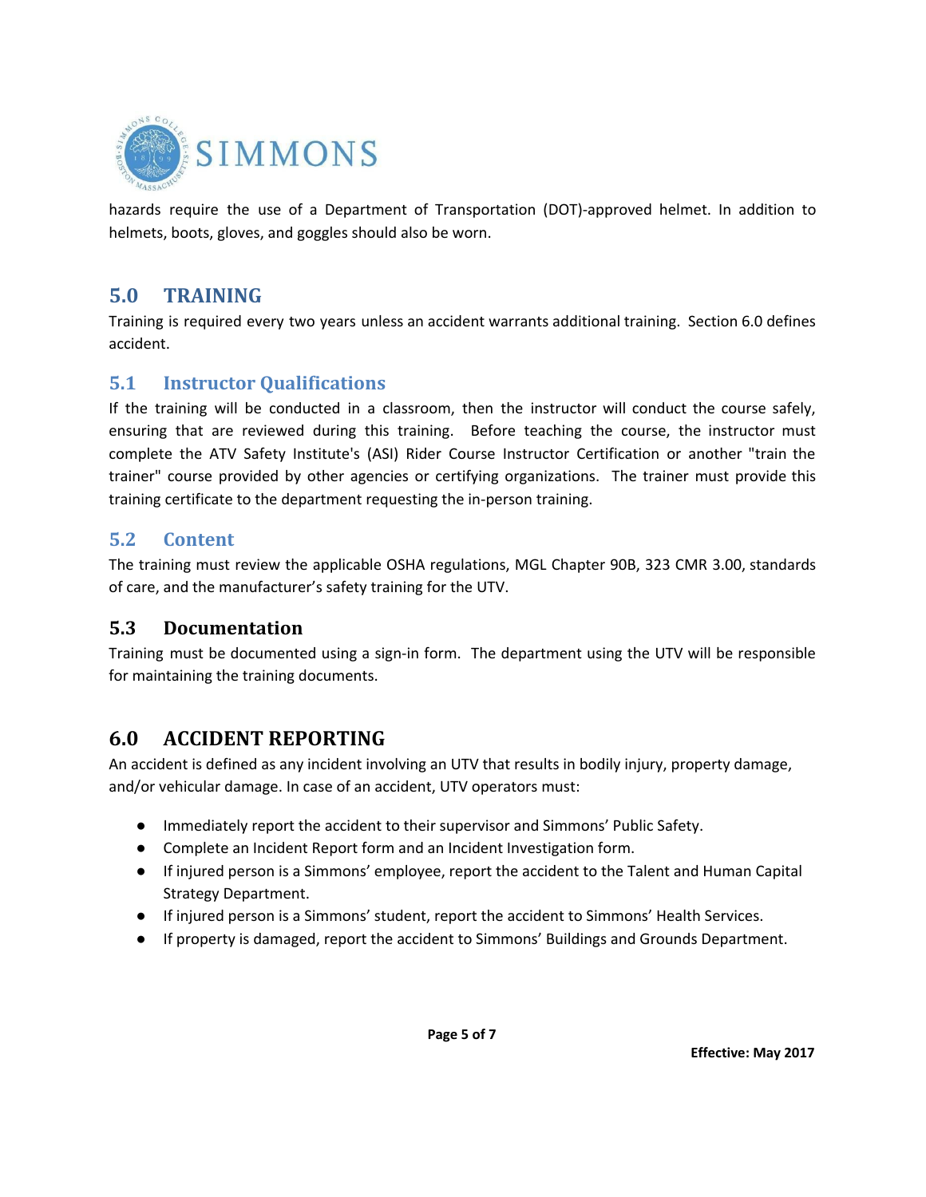hazards require the use of a Department of Transportation (DOT)-approved helmet. In addition to helmets, boots, gloves, and goggles should also be worn.

## 5.0 TRAINING

Training is required every two years unless an accident warrants additional training. Section 6.0 defines accident.

### 5.1 Instructor Qualifications

If the training will be conducted in a classroom, then the instructor will conduct the course safely, ensuring that are reviewed during this training. Before teaching the course, the instructor must complete the ATV Safety Institute's (ASI) Rider Course Instructor Certification or another "train the trainer" course provided by other agencies or certifying organizations. The trainer must provide this training certificate to the department requesting the in-person training.

### 5.2 Content

The training must review the applicable OSHA regulations, MGL Chapter 90B, 323 CMR 3.00, standards of care, and the manufacturer's safety training for the UTV.

### 5.3 Documentation

Training must be documented using a sign-in form. The department using the UTV will be responsible for maintaining the training documents.

## 6.0 ACCIDENT REPORTING

An accident is defined as any incident involving an UTV that results in bodily injury, property damage, and/or vehicular damage. In case of an accident, UTV operators must:

- Immediately report the accident to their supervisor and Simmons' Public Safety.
- Complete an Incident Report form and an Incident Investigation form.
- If injured person is a Simmons' employee, report the accident to the Talent and Human Capital Strategy Department.
- If injured person is a Simmons' student, report the accident to Simmons' Health Services.
- If property is damaged, report the accident to Simmons' Buildings and Grounds Department.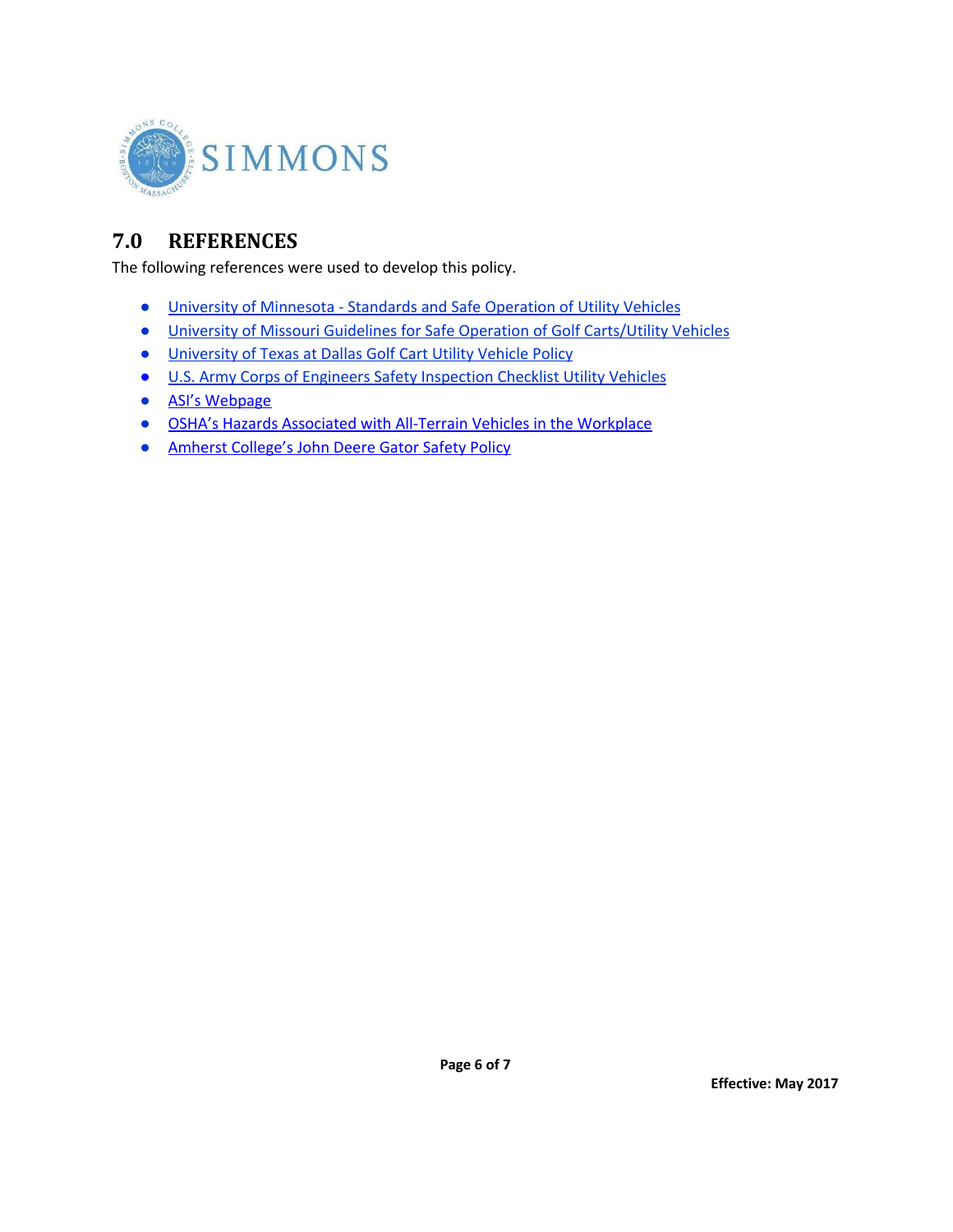## 7.0 REFERENCES

The following references were used to develop this policy.

- University of Minnesota - Standards and Safe Operation of Utility Vehicles
- University of Missouri Guidelines for Safe Operation of Golf Carts/Utility Vehicles
- University of Texas at Dallas Golf Cart Utility Vehicle Policy
- U.S. Army Corps of Engineers Safety Inspection Checklist Utility Vehicles
- ASI's Webpage
- OSHA's Hazards Associated with All-Terrain Vehicles in the Workplace
- Amherst College's John Deere Gator Safety Policy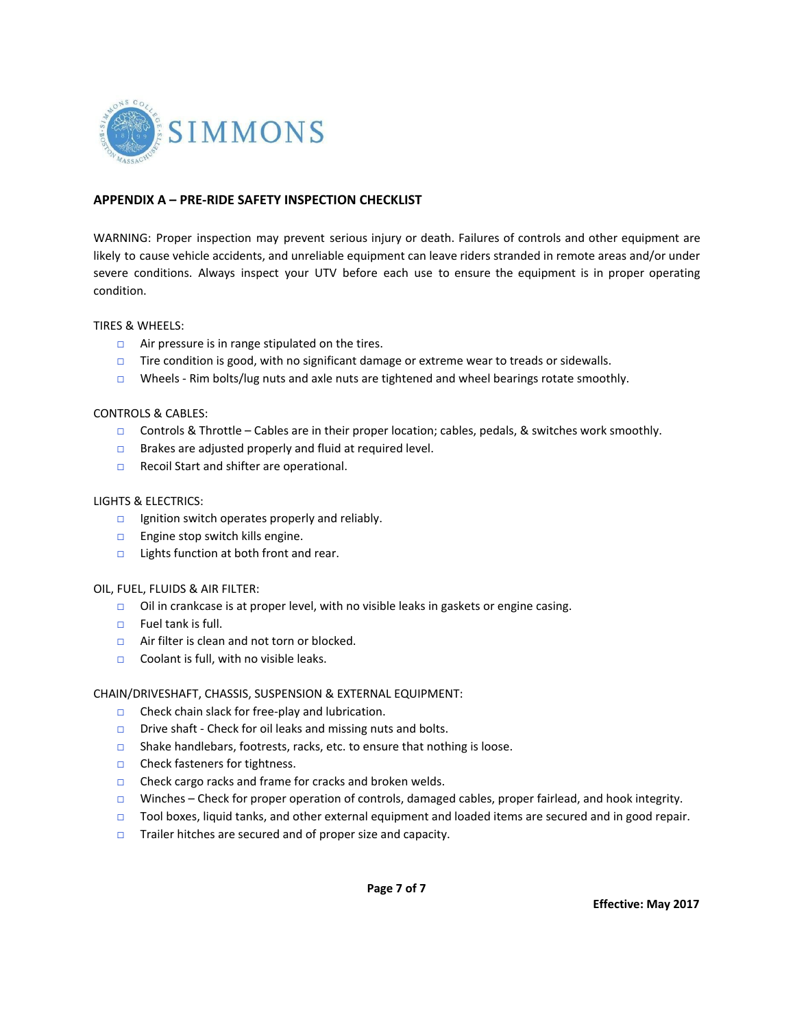## APPENDIX A – PRE-RIDE SAFETY INSPECTION CHECKLIST

WARNING: Proper inspection may prevent serious injury or death. Failures of controls and other equipment are likely to cause vehicle accidents, and unreliable equipment can leave riders stranded in remote areas and/or under severe conditions. Always inspect your UTV before each use to ensure the equipment is in proper operating condition.

TIRES & WHEELS:

- ☐ Air pressure is in range stipulated on the tires.
- ☐ Tire condition is good, with no significant damage or extreme wear to treads or sidewalls.
- ☐ Wheels - Rim bolts/lug nuts and axle nuts are tightened and wheel bearings rotate smoothly.

CONTROLS & CABLES:

- ☐ Controls & Throttle – Cables are in their proper location; cables, pedals, & switches work smoothly.
- ☐ Brakes are adjusted properly and fluid at required level.
- ☐ Recoil Start and shifter are operational.

LIGHTS & ELECTRICS:

- ☐ Ignition switch operates properly and reliably.
- ☐ Engine stop switch kills engine.
- ☐ Lights function at both front and rear.

OIL, FUEL, FLUIDS & AIR FILTER:

- ☐ Oil in crankcase is at proper level, with no visible leaks in gaskets or engine casing.
- ☐ Fuel tank is full.
- ☐ Air filter is clean and not torn or blocked.
- ☐ Coolant is full, with no visible leaks.

CHAIN/DRIVESHAFT, CHASSIS, SUSPENSION & EXTERNAL EQUIPMENT:

- ☐ Check chain slack for free-play and lubrication.
- ☐ Drive shaft - Check for oil leaks and missing nuts and bolts.
- ☐ Shake handlebars, footrests, racks, etc. to ensure that nothing is loose.
- ☐ Check fasteners for tightness.
- ☐ Check cargo racks and frame for cracks and broken welds.
- ☐ Winches – Check for proper operation of controls, damaged cables, proper fairlead, and hook integrity.
- ☐ Tool boxes, liquid tanks, and other external equipment and loaded items are secured and in good repair.
- ☐ Trailer hitches are secured and of proper size and capacity.

**Effective: May 2017**